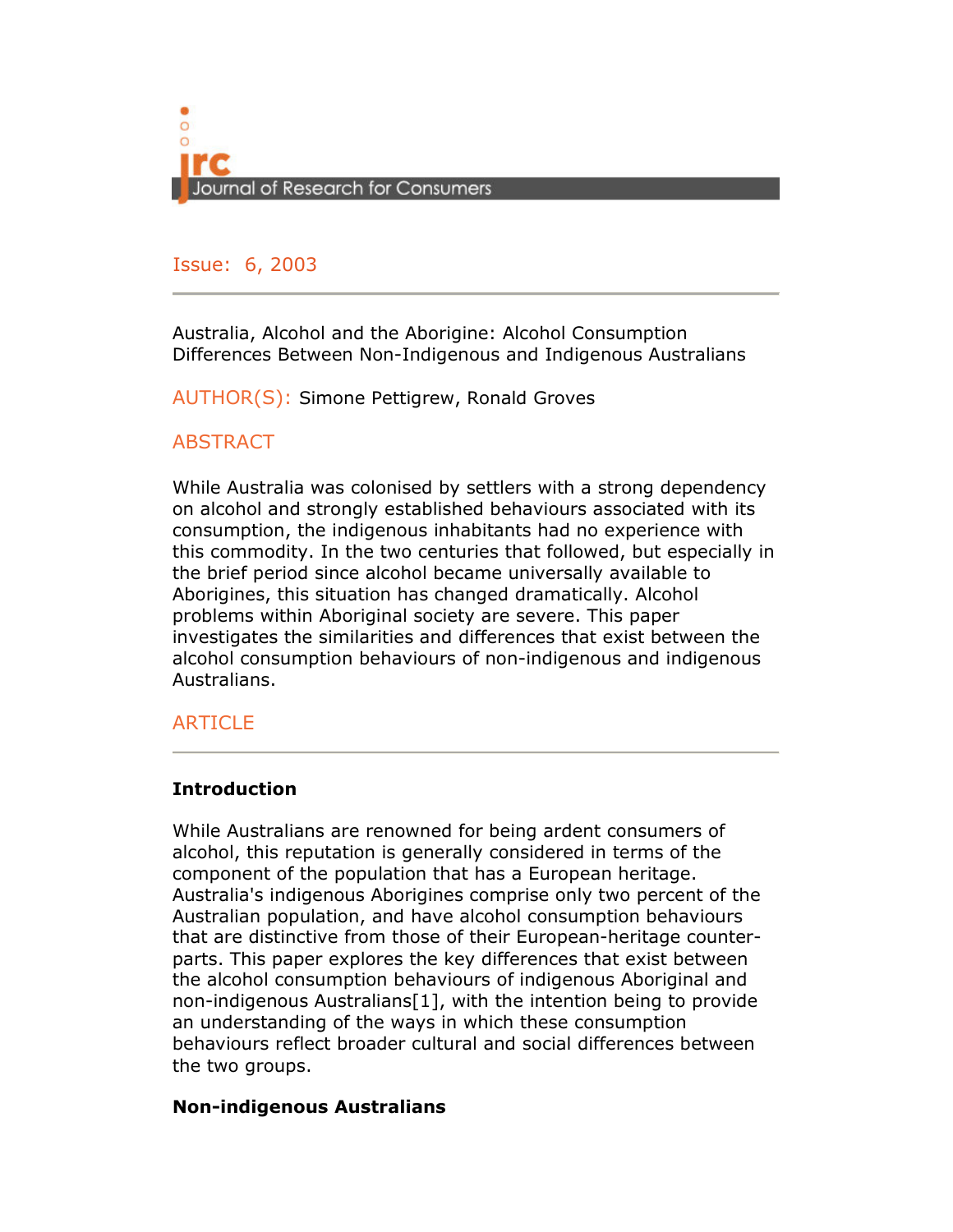Journal of Research for Consumers

Issue: 6, 2003

Australia, Alcohol and the Aborigine: Alcohol Consumption Differences Between Non-Indigenous and Indigenous Australians

AUTHOR(S): Simone Pettigrew, Ronald Groves

## ABSTRACT

While Australia was colonised by settlers with a strong dependency on alcohol and strongly established behaviours associated with its consumption, the indigenous inhabitants had no experience with this commodity. In the two centuries that followed, but especially in the brief period since alcohol became universally available to Aborigines, this situation has changed dramatically. Alcohol problems within Aboriginal society are severe. This paper investigates the similarities and differences that exist between the alcohol consumption behaviours of non-indigenous and indigenous Australians.

## ARTICLE

### Introduction

While Australians are renowned for being ardent consumers of alcohol, this reputation is generally considered in terms of the component of the population that has a European heritage. Australia's indigenous Aborigines comprise only two percent of the Australian population, and have alcohol consumption behaviours that are distinctive from those of their European-heritage counter-parts. This paper explores the key differences that exist between the alcohol consumption behaviours of indigenous Aboriginal and non-indigenous Australians[1], with the intention being to provide an understanding of the ways in which these consumption behaviours reflect broader cultural and social differences between the two groups.

### Non-indigenous Australians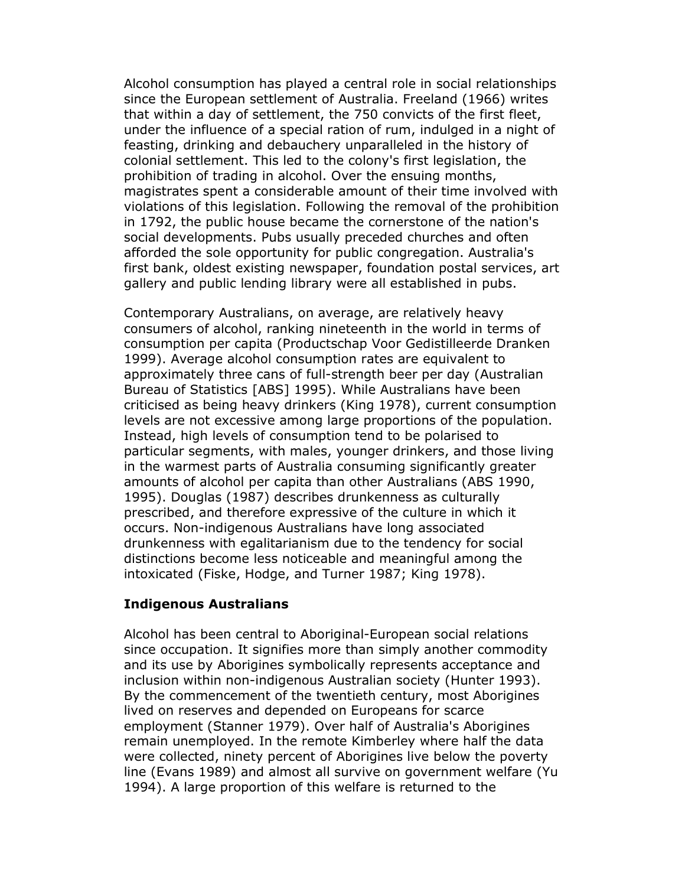Alcohol consumption has played a central role in social relationships since the European settlement of Australia. Freeland (1966) writes that within a day of settlement, the 750 convicts of the first fleet, under the influence of a special ration of rum, indulged in a night of feasting, drinking and debauchery unparalleled in the history of colonial settlement. This led to the colony's first legislation, the prohibition of trading in alcohol. Over the ensuing months, magistrates spent a considerable amount of their time involved with violations of this legislation. Following the removal of the prohibition in 1792, the public house became the cornerstone of the nation's social developments. Pubs usually preceded churches and often afforded the sole opportunity for public congregation. Australia's first bank, oldest existing newspaper, foundation postal services, art gallery and public lending library were all established in pubs.

Contemporary Australians, on average, are relatively heavy consumers of alcohol, ranking nineteenth in the world in terms of consumption per capita (Productschap Voor Gedistilleerde Dranken 1999). Average alcohol consumption rates are equivalent to approximately three cans of full-strength beer per day (Australian Bureau of Statistics [ABS] 1995). While Australians have been criticised as being heavy drinkers (King 1978), current consumption levels are not excessive among large proportions of the population. Instead, high levels of consumption tend to be polarised to particular segments, with males, younger drinkers, and those living in the warmest parts of Australia consuming significantly greater amounts of alcohol per capita than other Australians (ABS 1990, 1995). Douglas (1987) describes drunkenness as culturally prescribed, and therefore expressive of the culture in which it occurs. Non-indigenous Australians have long associated drunkenness with egalitarianism due to the tendency for social distinctions become less noticeable and meaningful among the intoxicated (Fiske, Hodge, and Turner 1987; King 1978).

## Indigenous Australians

Alcohol has been central to Aboriginal-European social relations since occupation. It signifies more than simply another commodity and its use by Aborigines symbolically represents acceptance and inclusion within non-indigenous Australian society (Hunter 1993). By the commencement of the twentieth century, most Aborigines lived on reserves and depended on Europeans for scarce employment (Stanner 1979). Over half of Australia's Aborigines remain unemployed. In the remote Kimberley where half the data were collected, ninety percent of Aborigines live below the poverty line (Evans 1989) and almost all survive on government welfare (Yu 1994). A large proportion of this welfare is returned to the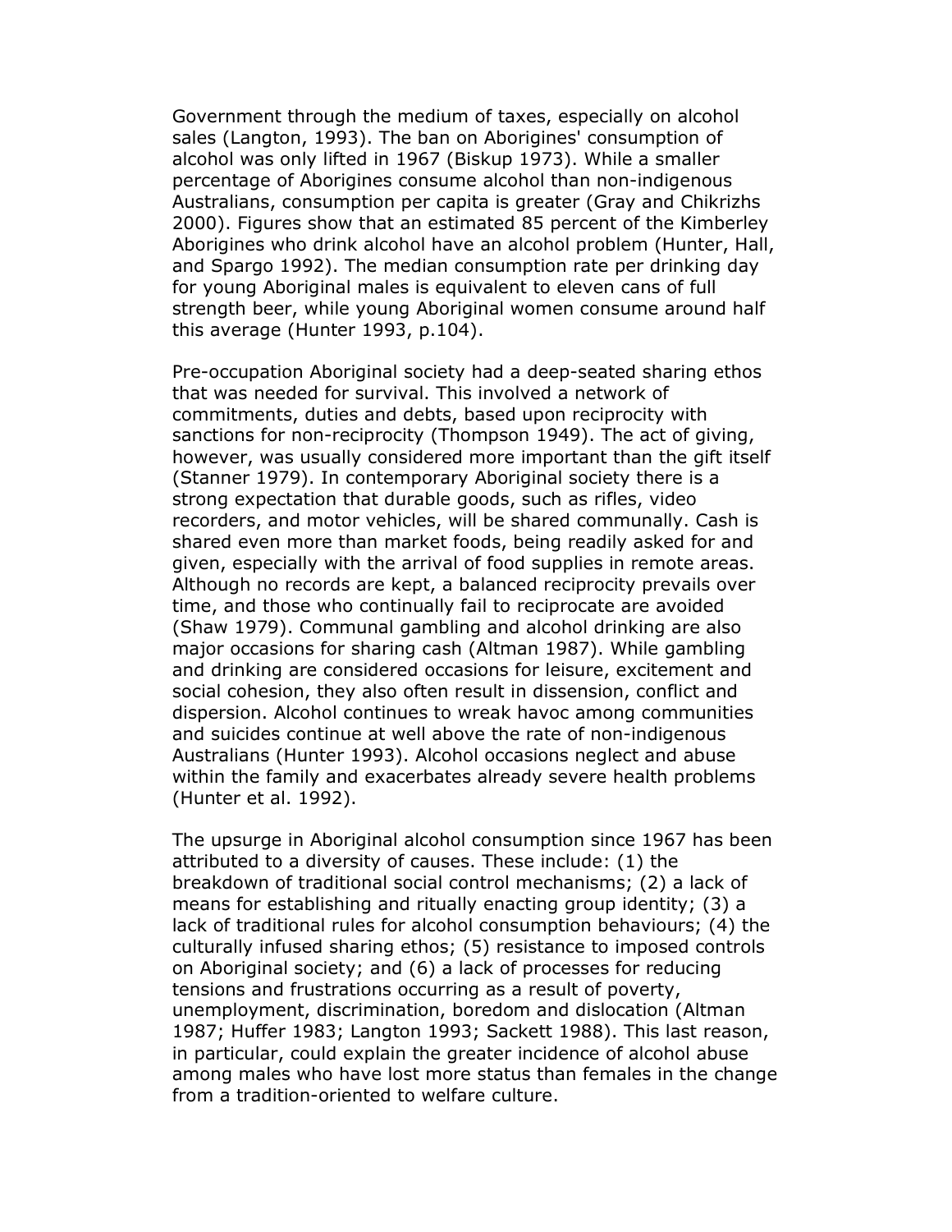Government through the medium of taxes, especially on alcohol sales (Langton, 1993). The ban on Aborigines' consumption of alcohol was only lifted in 1967 (Biskup 1973). While a smaller percentage of Aborigines consume alcohol than non-indigenous Australians, consumption per capita is greater (Gray and Chikrizhs 2000). Figures show that an estimated 85 percent of the Kimberley Aborigines who drink alcohol have an alcohol problem (Hunter, Hall, and Spargo 1992). The median consumption rate per drinking day for young Aboriginal males is equivalent to eleven cans of full strength beer, while young Aboriginal women consume around half this average (Hunter 1993, p.104).

Pre-occupation Aboriginal society had a deep-seated sharing ethos that was needed for survival. This involved a network of commitments, duties and debts, based upon reciprocity with sanctions for non-reciprocity (Thompson 1949). The act of giving, however, was usually considered more important than the gift itself (Stanner 1979). In contemporary Aboriginal society there is a strong expectation that durable goods, such as rifles, video recorders, and motor vehicles, will be shared communally. Cash is shared even more than market foods, being readily asked for and given, especially with the arrival of food supplies in remote areas. Although no records are kept, a balanced reciprocity prevails over time, and those who continually fail to reciprocate are avoided (Shaw 1979). Communal gambling and alcohol drinking are also major occasions for sharing cash (Altman 1987). While gambling and drinking are considered occasions for leisure, excitement and social cohesion, they also often result in dissension, conflict and dispersion. Alcohol continues to wreak havoc among communities and suicides continue at well above the rate of non-indigenous Australians (Hunter 1993). Alcohol occasions neglect and abuse within the family and exacerbates already severe health problems (Hunter et al. 1992).

The upsurge in Aboriginal alcohol consumption since 1967 has been attributed to a diversity of causes. These include: (1) the breakdown of traditional social control mechanisms; (2) a lack of means for establishing and ritually enacting group identity; (3) a lack of traditional rules for alcohol consumption behaviours; (4) the culturally infused sharing ethos; (5) resistance to imposed controls on Aboriginal society; and (6) a lack of processes for reducing tensions and frustrations occurring as a result of poverty, unemployment, discrimination, boredom and dislocation (Altman 1987; Huffer 1983; Langton 1993; Sackett 1988). This last reason, in particular, could explain the greater incidence of alcohol abuse among males who have lost more status than females in the change from a tradition-oriented to welfare culture.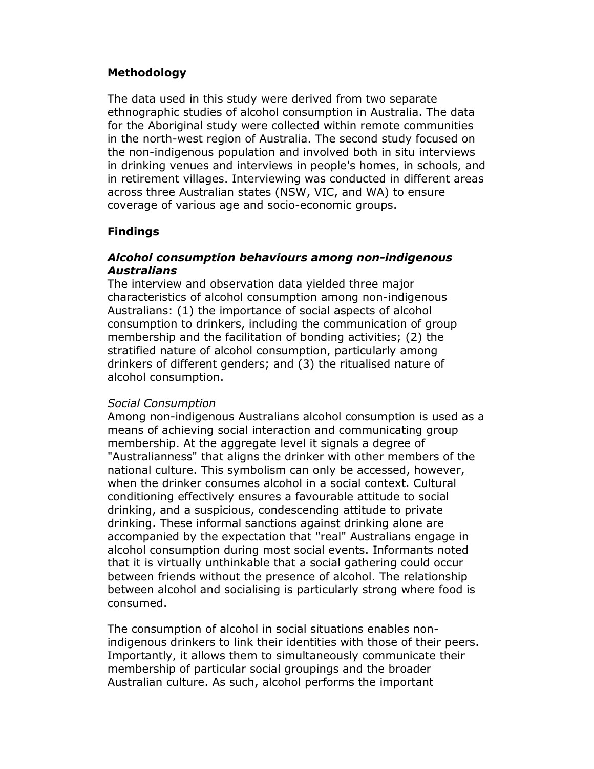## Methodology

The data used in this study were derived from two separate ethnographic studies of alcohol consumption in Australia. The data for the Aboriginal study were collected within remote communities in the north-west region of Australia. The second study focused on the non-indigenous population and involved both in situ interviews in drinking venues and interviews in people's homes, in schools, and in retirement villages. Interviewing was conducted in different areas across three Australian states (NSW, VIC, and WA) to ensure coverage of various age and socio-economic groups.

## Findings

### *Alcohol consumption behaviours among non-indigenous Australians*

The interview and observation data yielded three major characteristics of alcohol consumption among non-indigenous Australians: (1) the importance of social aspects of alcohol consumption to drinkers, including the communication of group membership and the facilitation of bonding activities; (2) the stratified nature of alcohol consumption, particularly among drinkers of different genders; and (3) the ritualised nature of alcohol consumption.

*Social Consumption*

Among non-indigenous Australians alcohol consumption is used as a means of achieving social interaction and communicating group membership. At the aggregate level it signals a degree of "Australianness" that aligns the drinker with other members of the national culture. This symbolism can only be accessed, however, when the drinker consumes alcohol in a social context. Cultural conditioning effectively ensures a favourable attitude to social drinking, and a suspicious, condescending attitude to private drinking. These informal sanctions against drinking alone are accompanied by the expectation that "real" Australians engage in alcohol consumption during most social events. Informants noted that it is virtually unthinkable that a social gathering could occur between friends without the presence of alcohol. The relationship between alcohol and socialising is particularly strong where food is consumed.

The consumption of alcohol in social situations enables non-indigenous drinkers to link their identities with those of their peers. Importantly, it allows them to simultaneously communicate their membership of particular social groupings and the broader Australian culture. As such, alcohol performs the important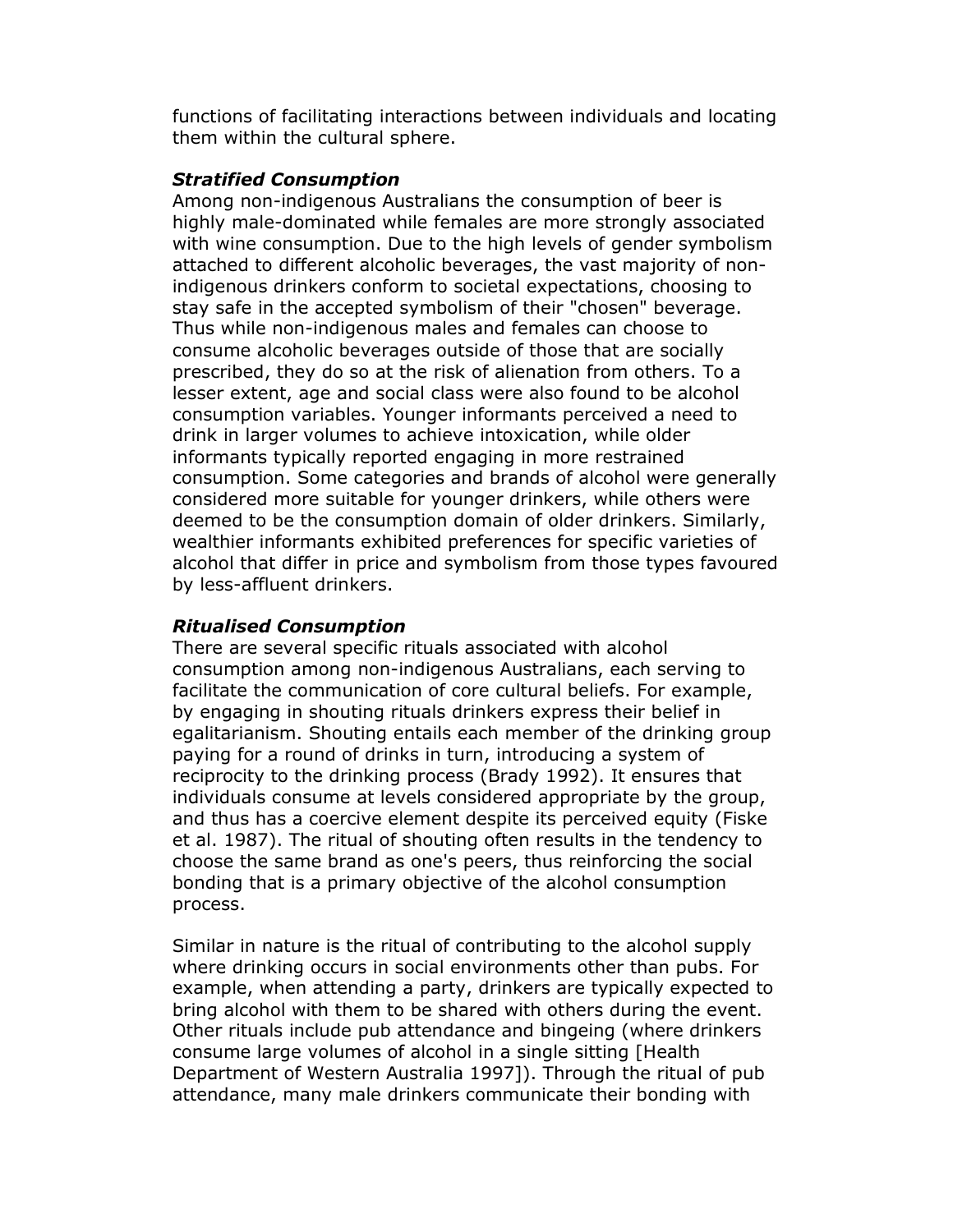functions of facilitating interactions between individuals and locating them within the cultural sphere.

### *Stratified Consumption*

Among non-indigenous Australians the consumption of beer is highly male-dominated while females are more strongly associated with wine consumption. Due to the high levels of gender symbolism attached to different alcoholic beverages, the vast majority of non-indigenous drinkers conform to societal expectations, choosing to stay safe in the accepted symbolism of their "chosen" beverage. Thus while non-indigenous males and females can choose to consume alcoholic beverages outside of those that are socially prescribed, they do so at the risk of alienation from others. To a lesser extent, age and social class were also found to be alcohol consumption variables. Younger informants perceived a need to drink in larger volumes to achieve intoxication, while older informants typically reported engaging in more restrained consumption. Some categories and brands of alcohol were generally considered more suitable for younger drinkers, while others were deemed to be the consumption domain of older drinkers. Similarly, wealthier informants exhibited preferences for specific varieties of alcohol that differ in price and symbolism from those types favoured by less-affluent drinkers.

### *Ritualised Consumption*

There are several specific rituals associated with alcohol consumption among non-indigenous Australians, each serving to facilitate the communication of core cultural beliefs. For example, by engaging in shouting rituals drinkers express their belief in egalitarianism. Shouting entails each member of the drinking group paying for a round of drinks in turn, introducing a system of reciprocity to the drinking process (Brady 1992). It ensures that individuals consume at levels considered appropriate by the group, and thus has a coercive element despite its perceived equity (Fiske et al. 1987). The ritual of shouting often results in the tendency to choose the same brand as one's peers, thus reinforcing the social bonding that is a primary objective of the alcohol consumption process.

Similar in nature is the ritual of contributing to the alcohol supply where drinking occurs in social environments other than pubs. For example, when attending a party, drinkers are typically expected to bring alcohol with them to be shared with others during the event. Other rituals include pub attendance and bingeing (where drinkers consume large volumes of alcohol in a single sitting [Health Department of Western Australia 1997]). Through the ritual of pub attendance, many male drinkers communicate their bonding with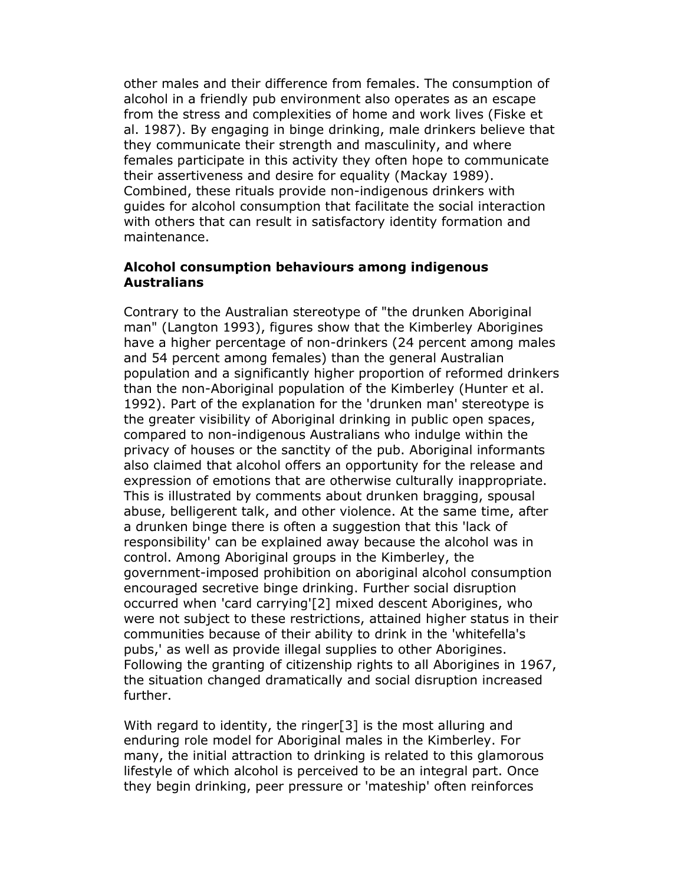other males and their difference from females. The consumption of alcohol in a friendly pub environment also operates as an escape from the stress and complexities of home and work lives (Fiske et al. 1987). By engaging in binge drinking, male drinkers believe that they communicate their strength and masculinity, and where females participate in this activity they often hope to communicate their assertiveness and desire for equality (Mackay 1989). Combined, these rituals provide non-indigenous drinkers with guides for alcohol consumption that facilitate the social interaction with others that can result in satisfactory identity formation and maintenance.

**Alcohol consumption behaviours among indigenous Australians**

Contrary to the Australian stereotype of "the drunken Aboriginal man" (Langton 1993), figures show that the Kimberley Aborigines have a higher percentage of non-drinkers (24 percent among males and 54 percent among females) than the general Australian population and a significantly higher proportion of reformed drinkers than the non-Aboriginal population of the Kimberley (Hunter et al. 1992). Part of the explanation for the 'drunken man' stereotype is the greater visibility of Aboriginal drinking in public open spaces, compared to non-indigenous Australians who indulge within the privacy of houses or the sanctity of the pub. Aboriginal informants also claimed that alcohol offers an opportunity for the release and expression of emotions that are otherwise culturally inappropriate. This is illustrated by comments about drunken bragging, spousal abuse, belligerent talk, and other violence. At the same time, after a drunken binge there is often a suggestion that this 'lack of responsibility' can be explained away because the alcohol was in control. Among Aboriginal groups in the Kimberley, the government-imposed prohibition on aboriginal alcohol consumption encouraged secretive binge drinking. Further social disruption occurred when 'card carrying'[2] mixed descent Aborigines, who were not subject to these restrictions, attained higher status in their communities because of their ability to drink in the 'whitefella's pubs,' as well as provide illegal supplies to other Aborigines. Following the granting of citizenship rights to all Aborigines in 1967, the situation changed dramatically and social disruption increased further.

With regard to identity, the ringer[3] is the most alluring and enduring role model for Aboriginal males in the Kimberley. For many, the initial attraction to drinking is related to this glamorous lifestyle of which alcohol is perceived to be an integral part. Once they begin drinking, peer pressure or 'mateship' often reinforces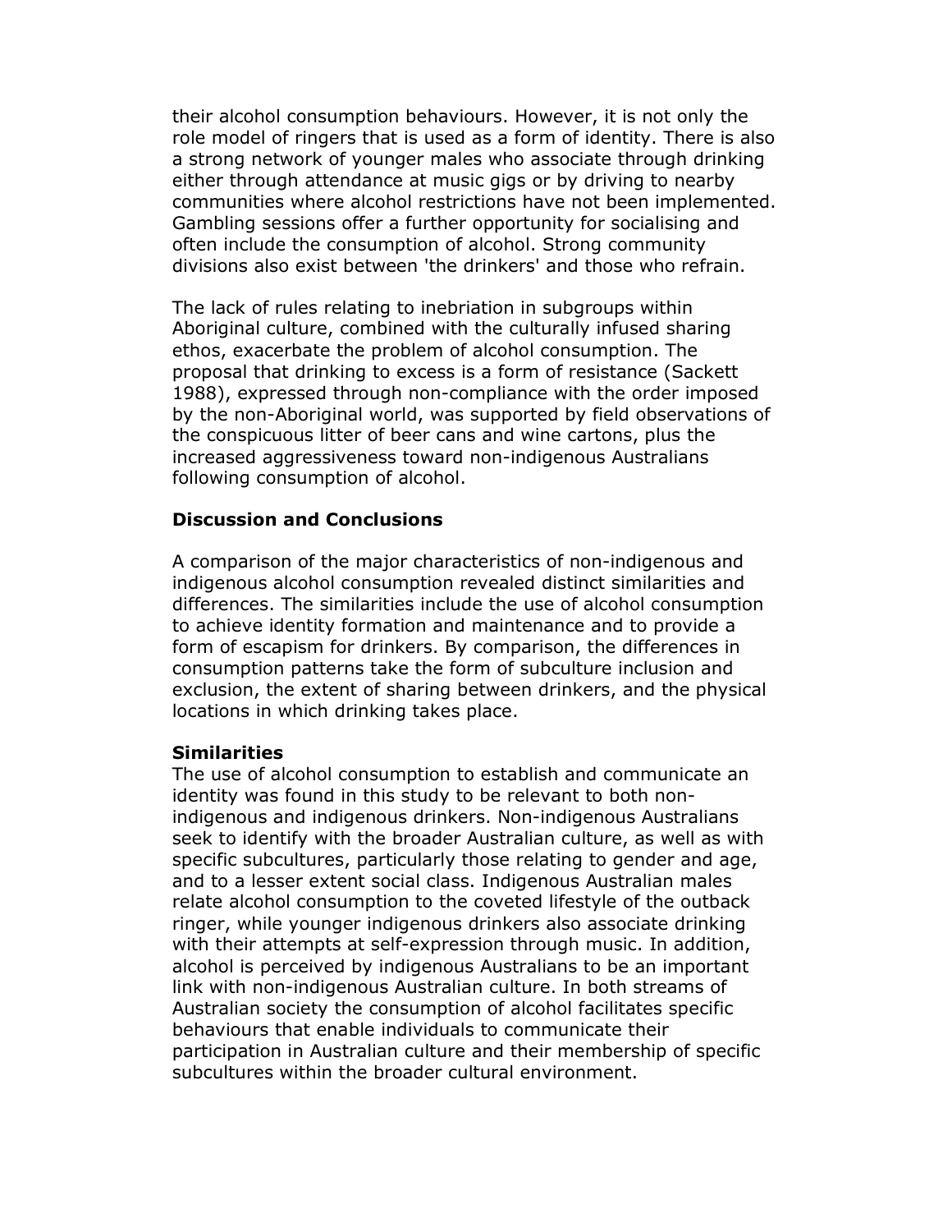their alcohol consumption behaviours. However, it is not only the role model of ringers that is used as a form of identity. There is also a strong network of younger males who associate through drinking either through attendance at music gigs or by driving to nearby communities where alcohol restrictions have not been implemented. Gambling sessions offer a further opportunity for socialising and often include the consumption of alcohol. Strong community divisions also exist between 'the drinkers' and those who refrain.

The lack of rules relating to inebriation in subgroups within Aboriginal culture, combined with the culturally infused sharing ethos, exacerbate the problem of alcohol consumption. The proposal that drinking to excess is a form of resistance (Sackett 1988), expressed through non-compliance with the order imposed by the non-Aboriginal world, was supported by field observations of the conspicuous litter of beer cans and wine cartons, plus the increased aggressiveness toward non-indigenous Australians following consumption of alcohol.

## Discussion and Conclusions

A comparison of the major characteristics of non-indigenous and indigenous alcohol consumption revealed distinct similarities and differences. The similarities include the use of alcohol consumption to achieve identity formation and maintenance and to provide a form of escapism for drinkers. By comparison, the differences in consumption patterns take the form of subculture inclusion and exclusion, the extent of sharing between drinkers, and the physical locations in which drinking takes place.

### Similarities

The use of alcohol consumption to establish and communicate an identity was found in this study to be relevant to both non-indigenous and indigenous drinkers. Non-indigenous Australians seek to identify with the broader Australian culture, as well as with specific subcultures, particularly those relating to gender and age, and to a lesser extent social class. Indigenous Australian males relate alcohol consumption to the coveted lifestyle of the outback ringer, while younger indigenous drinkers also associate drinking with their attempts at self-expression through music. In addition, alcohol is perceived by indigenous Australians to be an important link with non-indigenous Australian culture. In both streams of Australian society the consumption of alcohol facilitates specific behaviours that enable individuals to communicate their participation in Australian culture and their membership of specific subcultures within the broader cultural environment.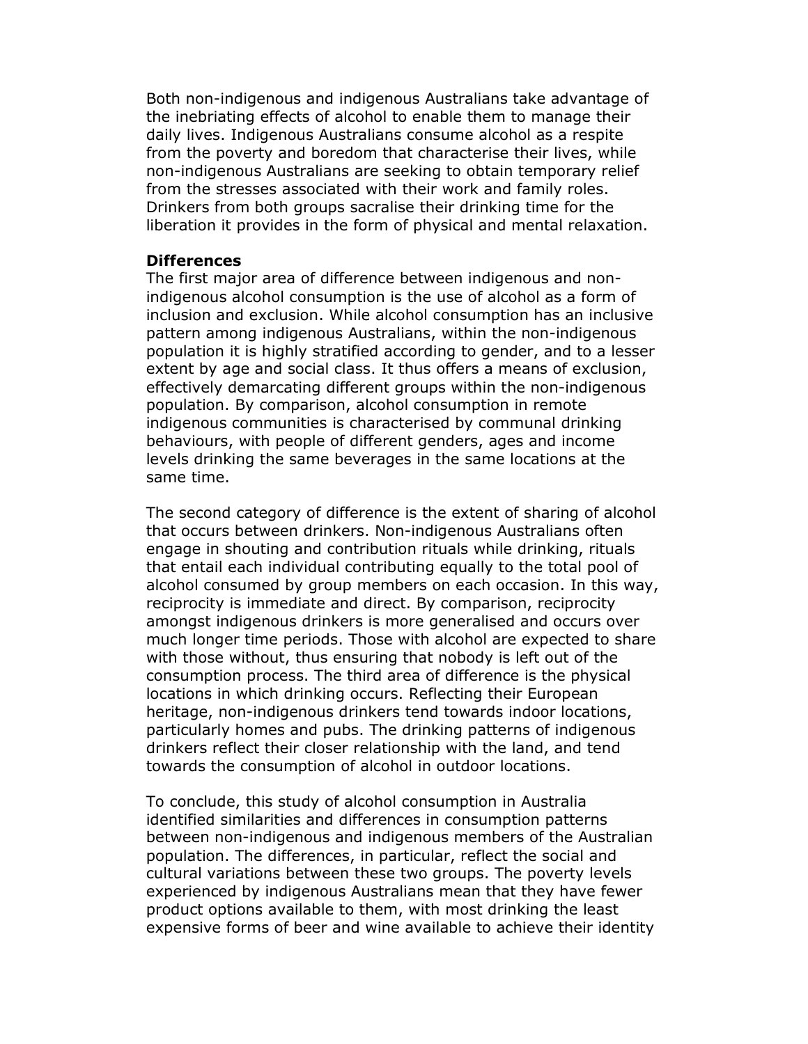Both non-indigenous and indigenous Australians take advantage of the inebriating effects of alcohol to enable them to manage their daily lives. Indigenous Australians consume alcohol as a respite from the poverty and boredom that characterise their lives, while non-indigenous Australians are seeking to obtain temporary relief from the stresses associated with their work and family roles. Drinkers from both groups sacralise their drinking time for the liberation it provides in the form of physical and mental relaxation.

**Differences**

The first major area of difference between indigenous and non-indigenous alcohol consumption is the use of alcohol as a form of inclusion and exclusion. While alcohol consumption has an inclusive pattern among indigenous Australians, within the non-indigenous population it is highly stratified according to gender, and to a lesser extent by age and social class. It thus offers a means of exclusion, effectively demarcating different groups within the non-indigenous population. By comparison, alcohol consumption in remote indigenous communities is characterised by communal drinking behaviours, with people of different genders, ages and income levels drinking the same beverages in the same locations at the same time.

The second category of difference is the extent of sharing of alcohol that occurs between drinkers. Non-indigenous Australians often engage in shouting and contribution rituals while drinking, rituals that entail each individual contributing equally to the total pool of alcohol consumed by group members on each occasion. In this way, reciprocity is immediate and direct. By comparison, reciprocity amongst indigenous drinkers is more generalised and occurs over much longer time periods. Those with alcohol are expected to share with those without, thus ensuring that nobody is left out of the consumption process. The third area of difference is the physical locations in which drinking occurs. Reflecting their European heritage, non-indigenous drinkers tend towards indoor locations, particularly homes and pubs. The drinking patterns of indigenous drinkers reflect their closer relationship with the land, and tend towards the consumption of alcohol in outdoor locations.

To conclude, this study of alcohol consumption in Australia identified similarities and differences in consumption patterns between non-indigenous and indigenous members of the Australian population. The differences, in particular, reflect the social and cultural variations between these two groups. The poverty levels experienced by indigenous Australians mean that they have fewer product options available to them, with most drinking the least expensive forms of beer and wine available to achieve their identity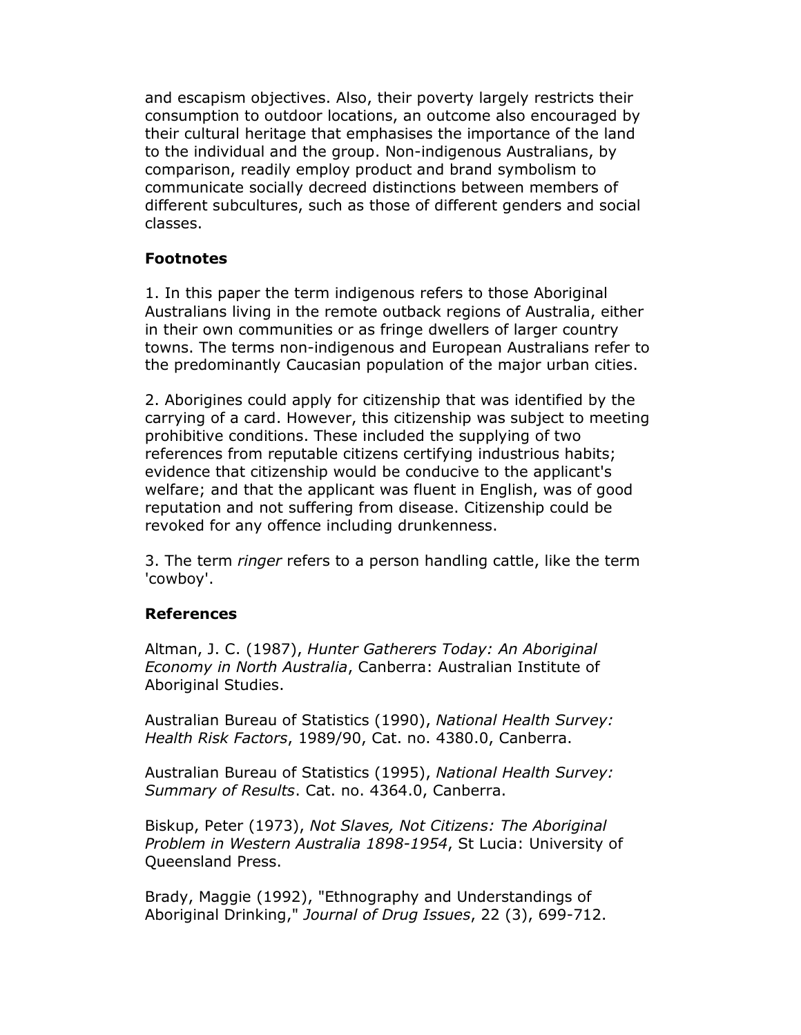and escapism objectives. Also, their poverty largely restricts their consumption to outdoor locations, an outcome also encouraged by their cultural heritage that emphasises the importance of the land to the individual and the group. Non-indigenous Australians, by comparison, readily employ product and brand symbolism to communicate socially decreed distinctions between members of different subcultures, such as those of different genders and social classes.

**Footnotes**

1. In this paper the term indigenous refers to those Aboriginal Australians living in the remote outback regions of Australia, either in their own communities or as fringe dwellers of larger country towns. The terms non-indigenous and European Australians refer to the predominantly Caucasian population of the major urban cities.

2. Aborigines could apply for citizenship that was identified by the carrying of a card. However, this citizenship was subject to meeting prohibitive conditions. These included the supplying of two references from reputable citizens certifying industrious habits; evidence that citizenship would be conducive to the applicant's welfare; and that the applicant was fluent in English, was of good reputation and not suffering from disease. Citizenship could be revoked for any offence including drunkenness.

3. The term *ringer* refers to a person handling cattle, like the term 'cowboy'.

**References**

Altman, J. C. (1987), *Hunter Gatherers Today: An Aboriginal Economy in North Australia*, Canberra: Australian Institute of Aboriginal Studies.

Australian Bureau of Statistics (1990), *National Health Survey: Health Risk Factors*, 1989/90, Cat. no. 4380.0, Canberra.

Australian Bureau of Statistics (1995), *National Health Survey: Summary of Results*. Cat. no. 4364.0, Canberra.

Biskup, Peter (1973), *Not Slaves, Not Citizens: The Aboriginal Problem in Western Australia 1898-1954*, St Lucia: University of Queensland Press.

Brady, Maggie (1992), "Ethnography and Understandings of Aboriginal Drinking," *Journal of Drug Issues*, 22 (3), 699-712.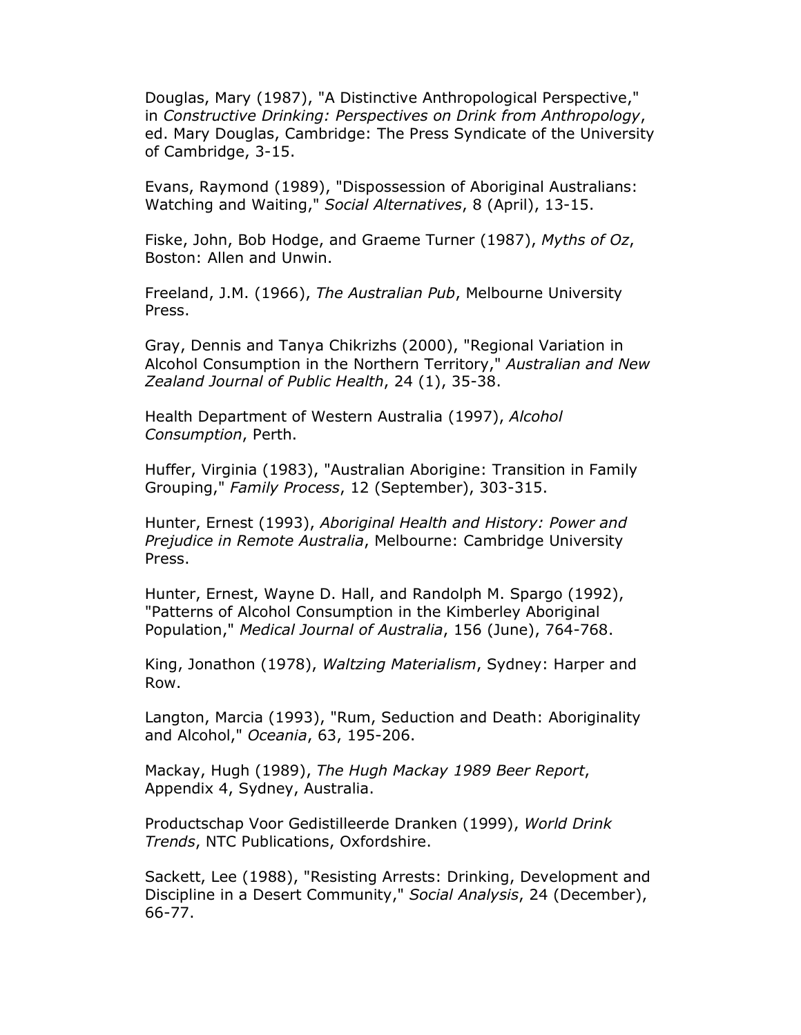Douglas, Mary (1987), "A Distinctive Anthropological Perspective," in *Constructive Drinking: Perspectives on Drink from Anthropology*, ed. Mary Douglas, Cambridge: The Press Syndicate of the University of Cambridge, 3-15.

Evans, Raymond (1989), "Dispossession of Aboriginal Australians: Watching and Waiting," *Social Alternatives*, 8 (April), 13-15.

Fiske, John, Bob Hodge, and Graeme Turner (1987), *Myths of Oz*, Boston: Allen and Unwin.

Freeland, J.M. (1966), *The Australian Pub*, Melbourne University Press.

Gray, Dennis and Tanya Chikrizhs (2000), "Regional Variation in Alcohol Consumption in the Northern Territory," *Australian and New Zealand Journal of Public Health*, 24 (1), 35-38.

Health Department of Western Australia (1997), *Alcohol Consumption*, Perth.

Huffer, Virginia (1983), "Australian Aborigine: Transition in Family Grouping," *Family Process*, 12 (September), 303-315.

Hunter, Ernest (1993), *Aboriginal Health and History: Power and Prejudice in Remote Australia*, Melbourne: Cambridge University Press.

Hunter, Ernest, Wayne D. Hall, and Randolph M. Spargo (1992), "Patterns of Alcohol Consumption in the Kimberley Aboriginal Population," *Medical Journal of Australia*, 156 (June), 764-768.

King, Jonathon (1978), *Waltzing Materialism*, Sydney: Harper and Row.

Langton, Marcia (1993), "Rum, Seduction and Death: Aboriginality and Alcohol," *Oceania*, 63, 195-206.

Mackay, Hugh (1989), *The Hugh Mackay 1989 Beer Report*, Appendix 4, Sydney, Australia.

Productschap Voor Gedistilleerde Dranken (1999), *World Drink Trends*, NTC Publications, Oxfordshire.

Sackett, Lee (1988), "Resisting Arrests: Drinking, Development and Discipline in a Desert Community," *Social Analysis*, 24 (December), 66-77.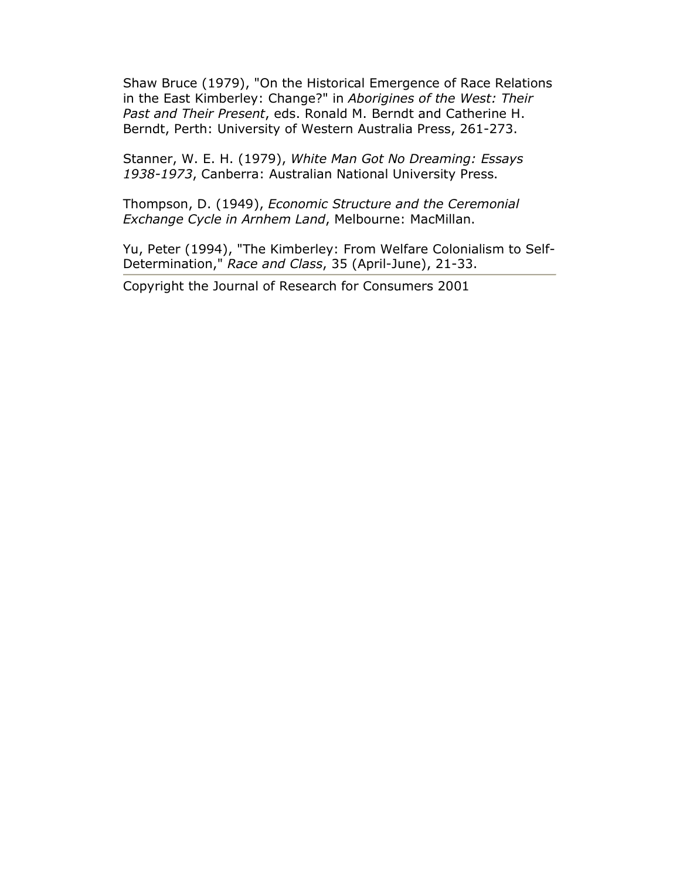Shaw Bruce (1979), "On the Historical Emergence of Race Relations in the East Kimberley: Change?" in *Aborigines of the West: Their Past and Their Present*, eds. Ronald M. Berndt and Catherine H. Berndt, Perth: University of Western Australia Press, 261-273.

Stanner, W. E. H. (1979), *White Man Got No Dreaming: Essays 1938-1973*, Canberra: Australian National University Press.

Thompson, D. (1949), *Economic Structure and the Ceremonial Exchange Cycle in Arnhem Land*, Melbourne: MacMillan.

Yu, Peter (1994), "The Kimberley: From Welfare Colonialism to Self-Determination," *Race and Class*, 35 (April-June), 21-33.

---

Copyright the Journal of Research for Consumers 2001